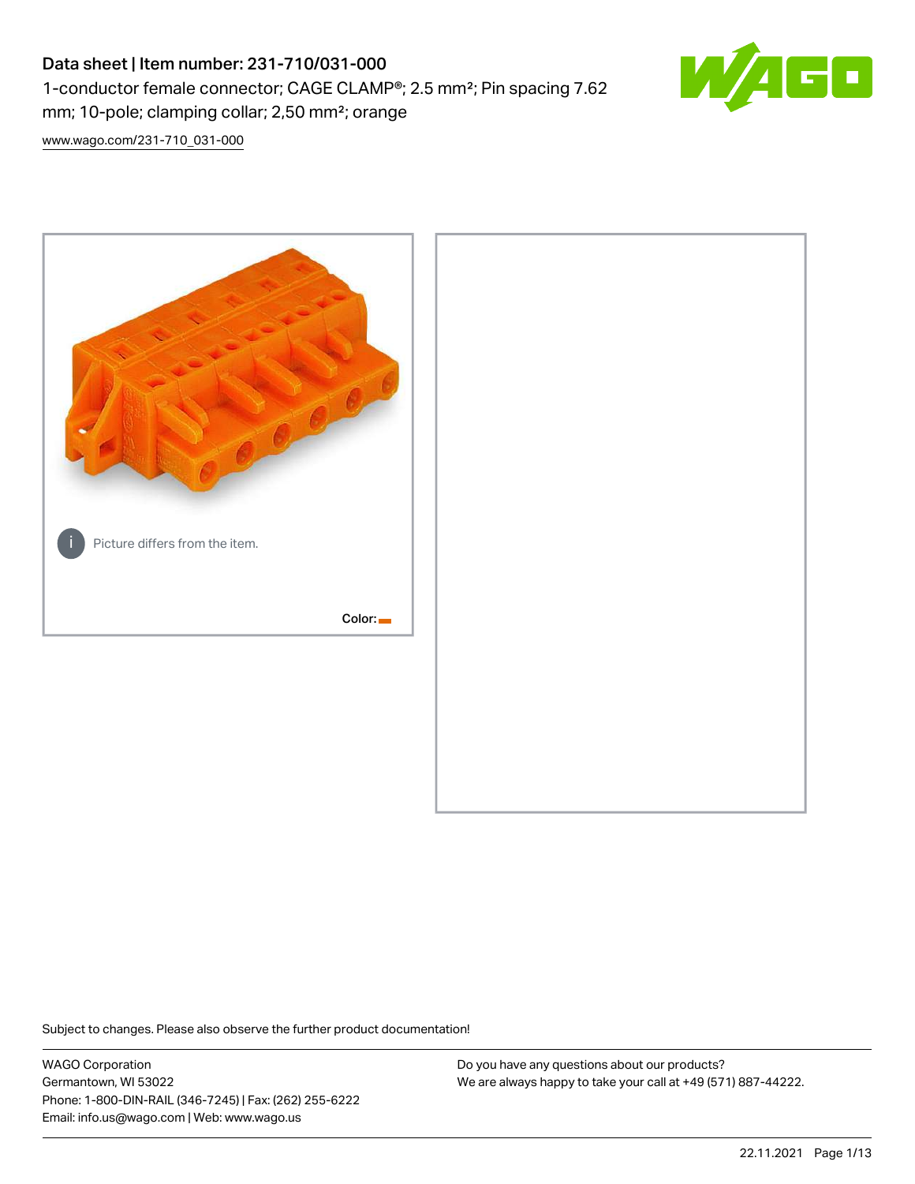# Data sheet | Item number: 231-710/031-000

1-conductor female connector; CAGE CLAMP®; 2.5 mm²; Pin spacing 7.62 mm; 10-pole; clamping collar; 2,50 mm²; orange

www.wago.com/231-710_031-000

Picture differs from the item.

Color:

Subject to changes. Please also observe the further product documentation!

WAGO Corporation
Germantown, WI 53022
Phone: 1-800-DIN-RAIL (346-7245) | Fax: (262) 255-6222
Email: info.us@wago.com | Web: www.wago.us

Do you have any questions about our products?
We are always happy to take your call at +49 (571) 887-44222.

22.11.2021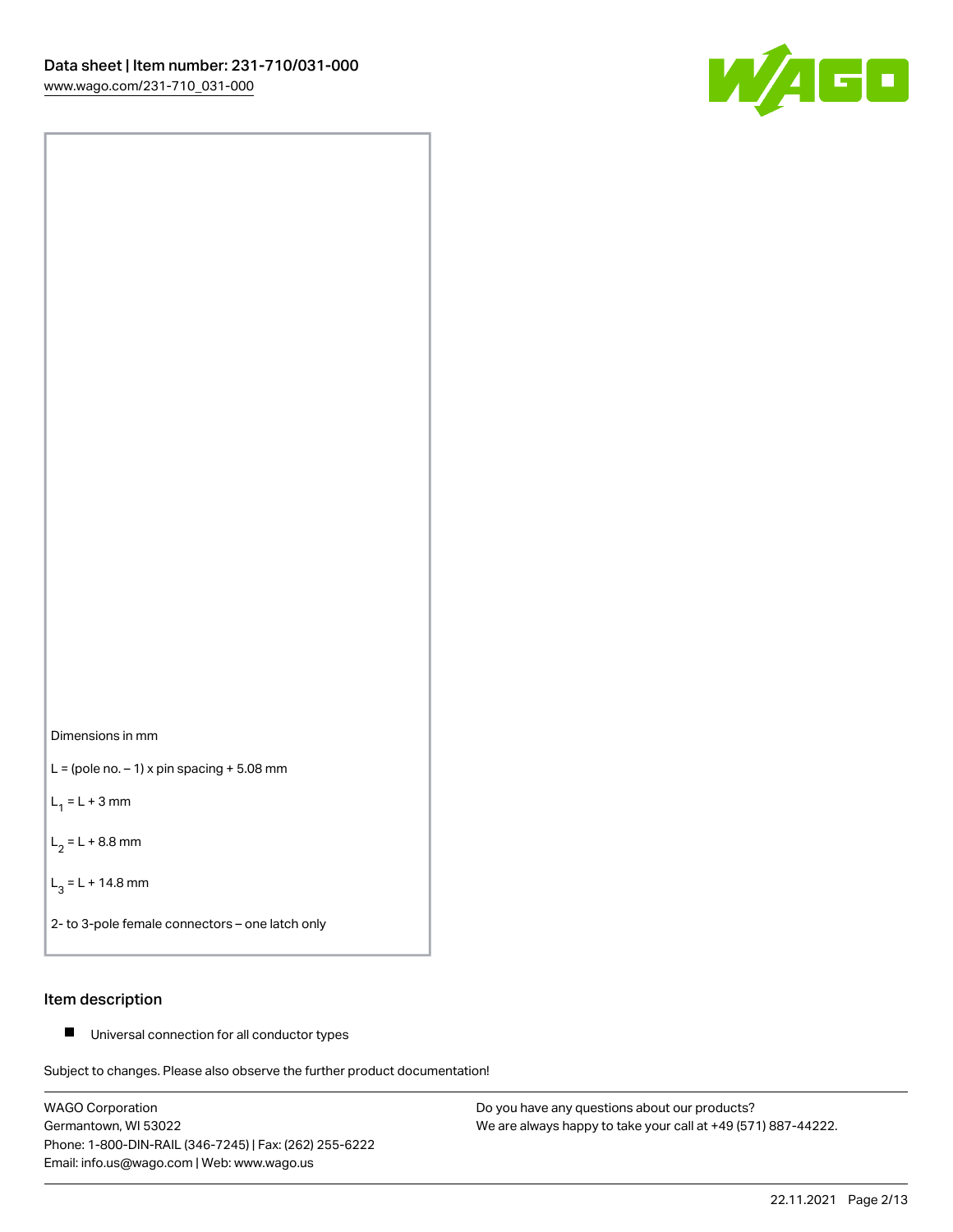Dimensions in mm

L = (pole no. – 1) x pin spacing + 5.08 mm

$L_1$ = L + 3 mm

$L_2$ = L + 8.8 mm

$L_3$ = L + 14.8 mm

2- to 3-pole female connectors – one latch only

## Item description

- Universal connection for all conductor types

Subject to changes. Please also observe the further product documentation!

WAGO Corporation
Germantown, WI 53022
Phone: 1-800-DIN-RAIL (346-7245) | Fax: (262) 255-6222
Email: info.us@wago.com | Web: www.wago.us

Do you have any questions about our products?
We are always happy to take your call at +49 (571) 887-44222.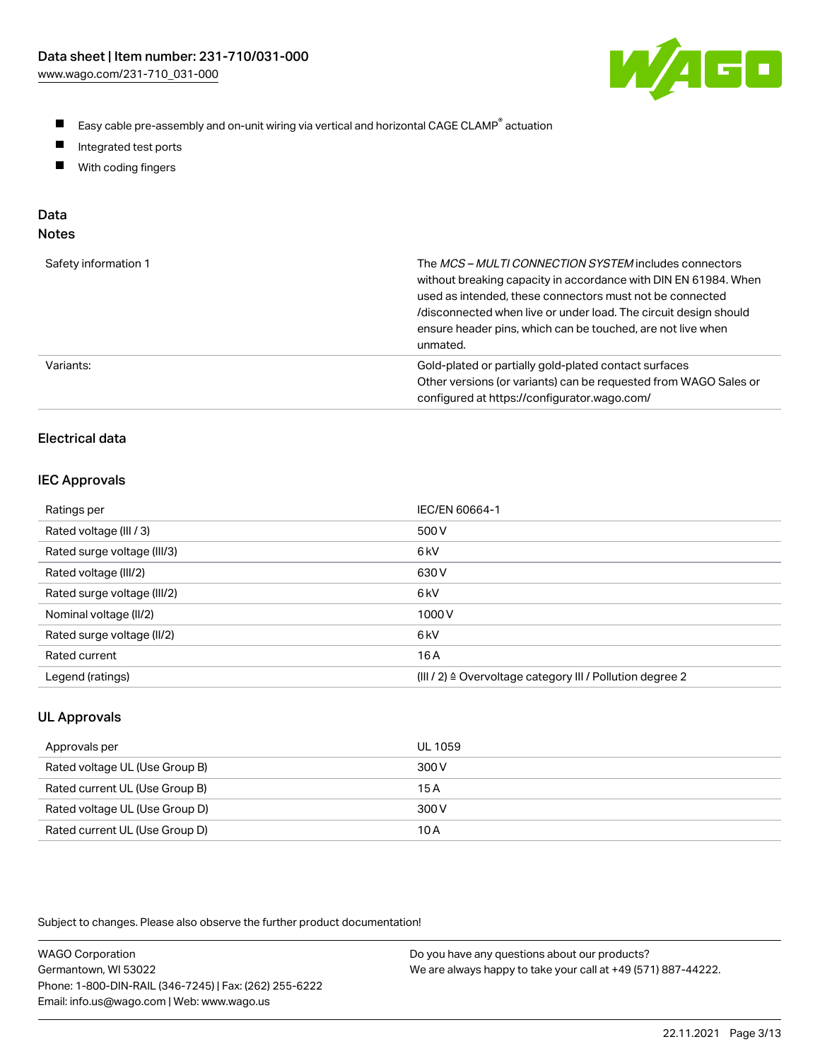- Easy cable pre-assembly and on-unit wiring via vertical and horizontal CAGE CLAMP® actuation
- Integrated test ports
- With coding fingers

## Data

### Notes

| | |
|---|---|
| Safety information 1 | The *MCS – MULTI CONNECTION SYSTEM* includes connectors without breaking capacity in accordance with DIN EN 61984. When used as intended, these connectors must not be connected /disconnected when live or under load. The circuit design should ensure header pins, which can be touched, are not live when unmated. |
| Variants: | Gold-plated or partially gold-plated contact surfaces<br>Other versions (or variants) can be requested from WAGO Sales or configured at https://configurator.wago.com/ |

### Electrical data

#### IEC Approvals

| | |
|---|---|
| Ratings per | IEC/EN 60664-1 |
| Rated voltage (III / 3) | 500 V |
| Rated surge voltage (III/3) | 6 kV |
| Rated voltage (III/2) | 630 V |
| Rated surge voltage (III/2) | 6 kV |
| Nominal voltage (II/2) | 1000 V |
| Rated surge voltage (II/2) | 6 kV |
| Rated current | 16 A |
| Legend (ratings) | (III / 2) ≙ Overvoltage category III / Pollution degree 2 |

#### UL Approvals

| | |
|---|---|
| Approvals per | UL 1059 |
| Rated voltage UL (Use Group B) | 300 V |
| Rated current UL (Use Group B) | 15 A |
| Rated voltage UL (Use Group D) | 300 V |
| Rated current UL (Use Group D) | 10 A |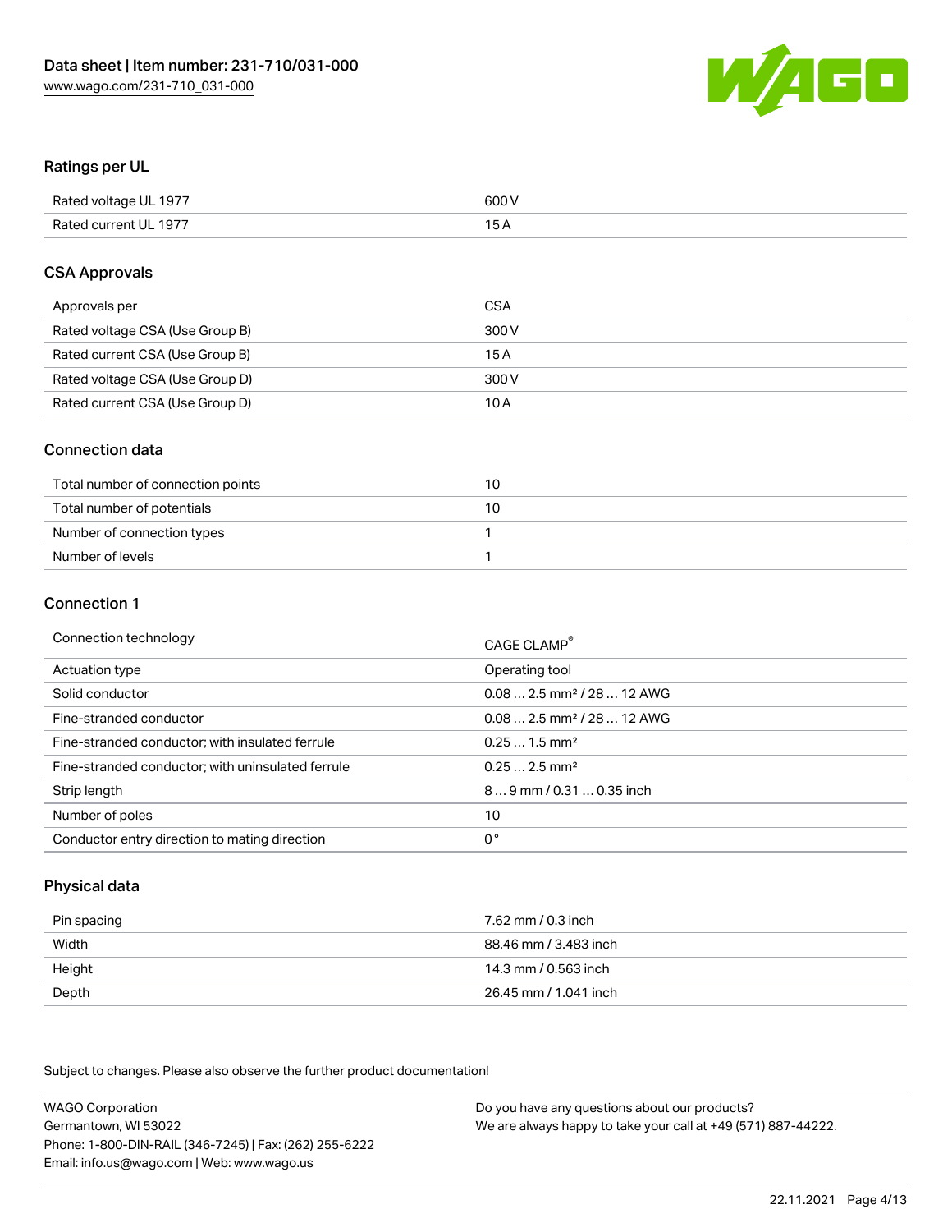## Ratings per UL

| | |
|---|---|
| Rated voltage UL 1977 | 600 V |
| Rated current UL 1977 | 15 A |

## CSA Approvals

| | |
|---|---|
| Approvals per | CSA |
| Rated voltage CSA (Use Group B) | 300 V |
| Rated current CSA (Use Group B) | 15 A |
| Rated voltage CSA (Use Group D) | 300 V |
| Rated current CSA (Use Group D) | 10 A |

## Connection data

| | |
|---|---|
| Total number of connection points | 10 |
| Total number of potentials | 10 |
| Number of connection types | 1 |
| Number of levels | 1 |

## Connection 1

| | |
|---|---|
| Connection technology | CAGE CLAMP® |
| Actuation type | Operating tool |
| Solid conductor | 0.08 … 2.5 mm² / 28 … 12 AWG |
| Fine-stranded conductor | 0.08 … 2.5 mm² / 28 … 12 AWG |
| Fine-stranded conductor; with insulated ferrule | 0.25 … 1.5 mm² |
| Fine-stranded conductor; with uninsulated ferrule | 0.25 … 2.5 mm² |
| Strip length | 8 … 9 mm / 0.31 … 0.35 inch |
| Number of poles | 10 |
| Conductor entry direction to mating direction | 0 ° |

## Physical data

| | |
|---|---|
| Pin spacing | 7.62 mm / 0.3 inch |
| Width | 88.46 mm / 3.483 inch |
| Height | 14.3 mm / 0.563 inch |
| Depth | 26.45 mm / 1.041 inch |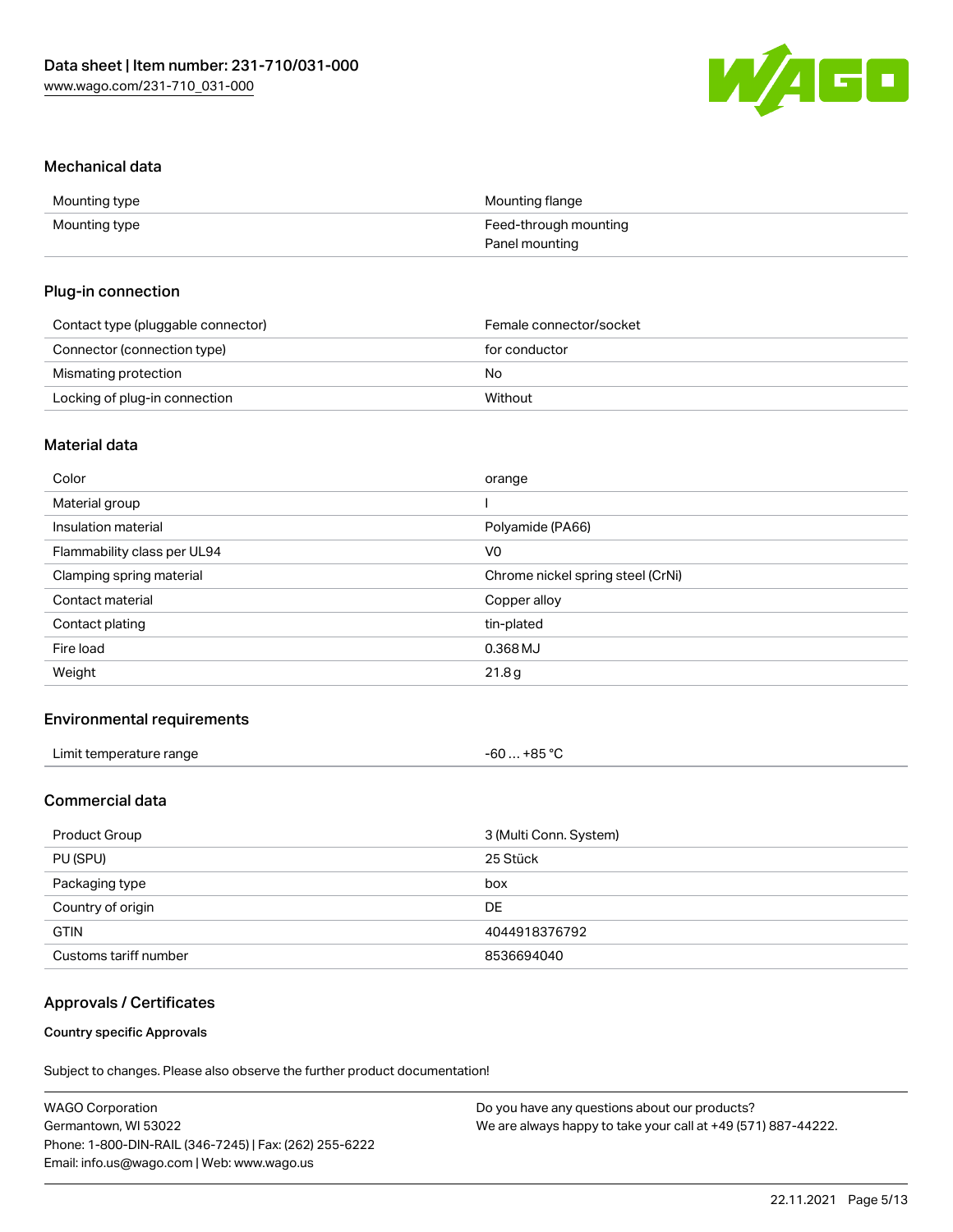### Mechanical data

| | |
|---|---|
| Mounting type | Mounting flange |
| Mounting type | Feed-through mounting<br>Panel mounting |

### Plug-in connection

| | |
|---|---|
| Contact type (pluggable connector) | Female connector/socket |
| Connector (connection type) | for conductor |
| Mismating protection | No |
| Locking of plug-in connection | Without |

### Material data

| | |
|---|---|
| Color | orange |
| Material group | I |
| Insulation material | Polyamide (PA66) |
| Flammability class per UL94 | V0 |
| Clamping spring material | Chrome nickel spring steel (CrNi) |
| Contact material | Copper alloy |
| Contact plating | tin-plated |
| Fire load | 0.368 MJ |
| Weight | 21.8 g |

### Environmental requirements

| | |
|---|---|
| Limit temperature range | -60 … +85 °C |

### Commercial data

| | |
|---|---|
| Product Group | 3 (Multi Conn. System) |
| PU (SPU) | 25 Stück |
| Packaging type | box |
| Country of origin | DE |
| GTIN | 4044918376792 |
| Customs tariff number | 8536694040 |

### Approvals / Certificates

**Country specific Approvals**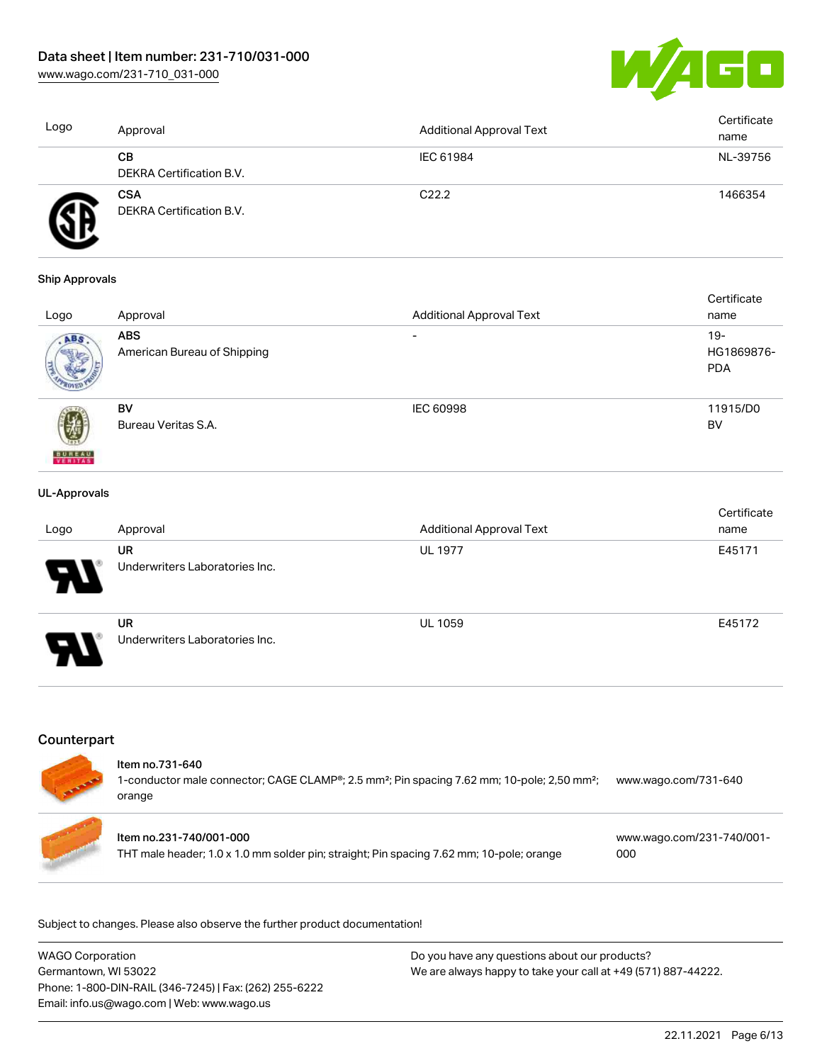| Logo | Approval | Additional Approval Text | Certificate name |
|---|---|---|---|
| | **CB**<br>DEKRA Certification B.V. | IEC 61984 | NL-39756 |
| | **CSA**<br>DEKRA Certification B.V. | C22.2 | 1466354 |

### Ship Approvals

| Logo | Approval | Additional Approval Text | Certificate name |
|---|---|---|---|
| | **ABS**<br>American Bureau of Shipping | - | 19-HG1869876-PDA |
| | **BV**<br>Bureau Veritas S.A. | IEC 60998 | 11915/D0 BV |

### UL-Approvals

| Logo | Approval | Additional Approval Text | Certificate name |
|---|---|---|---|
| | **UR**<br>Underwriters Laboratories Inc. | UL 1977 | E45171 |
| | **UR**<br>Underwriters Laboratories Inc. | UL 1059 | E45172 |

## Counterpart

| Item | Link |
|---|---|
| Item no.731-640<br>1-conductor male connector; CAGE CLAMP®; 2.5 mm²; Pin spacing 7.62 mm; 10-pole; 2,50 mm²; orange | www.wago.com/731-640 |
| Item no.231-740/001-000<br>THT male header; 1.0 x 1.0 mm solder pin; straight; Pin spacing 7.62 mm; 10-pole; orange | www.wago.com/231-740/001-000 |

Subject to changes. Please also observe the further product documentation!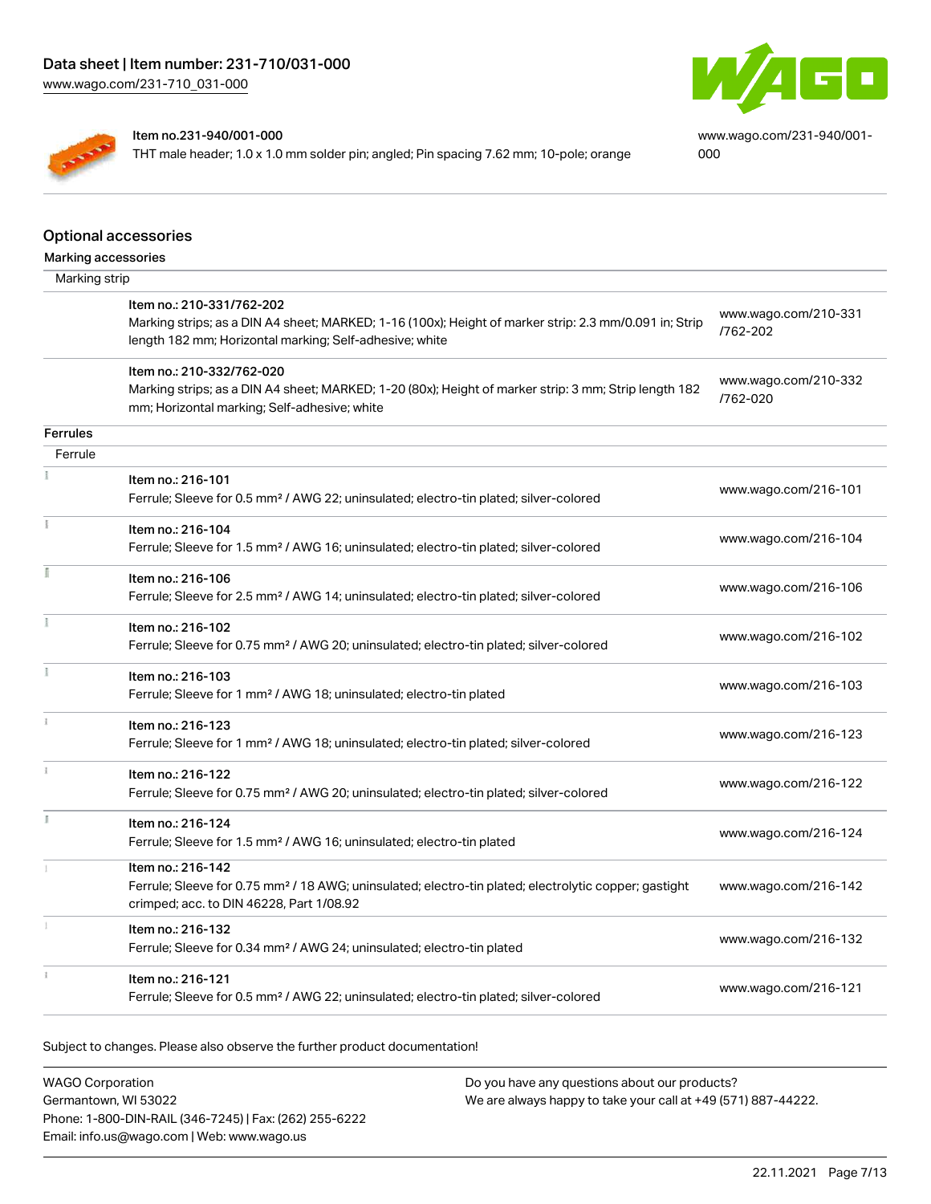| Item no.231-940/001-000 THT male header; 1.0 x 1.0 mm solder pin; angled; Pin spacing 7.62 mm; 10-pole; orange | www.wago.com/231-940/001-000 |
| --- | --- |

## Optional accessories

### Marking accessories

Marking strip

| Item | URL |
| --- | --- |
| Item no.: 210-331/762-202<br>Marking strips; as a DIN A4 sheet; MARKED; 1-16 (100x); Height of marker strip: 2.3 mm/0.091 in; Strip length 182 mm; Horizontal marking; Self-adhesive; white | www.wago.com/210-331/762-202 |
| Item no.: 210-332/762-020<br>Marking strips; as a DIN A4 sheet; MARKED; 1-20 (80x); Height of marker strip: 3 mm; Strip length 182 mm; Horizontal marking; Self-adhesive; white | www.wago.com/210-332/762-020 |

### Ferrules

Ferrule

| Item | URL |
| --- | --- |
| Item no.: 216-101<br>Ferrule; Sleeve for 0.5 mm² / AWG 22; uninsulated; electro-tin plated; silver-colored | www.wago.com/216-101 |
| Item no.: 216-104<br>Ferrule; Sleeve for 1.5 mm² / AWG 16; uninsulated; electro-tin plated; silver-colored | www.wago.com/216-104 |
| Item no.: 216-106<br>Ferrule; Sleeve for 2.5 mm² / AWG 14; uninsulated; electro-tin plated; silver-colored | www.wago.com/216-106 |
| Item no.: 216-102<br>Ferrule; Sleeve for 0.75 mm² / AWG 20; uninsulated; electro-tin plated; silver-colored | www.wago.com/216-102 |
| Item no.: 216-103<br>Ferrule; Sleeve for 1 mm² / AWG 18; uninsulated; electro-tin plated | www.wago.com/216-103 |
| Item no.: 216-123<br>Ferrule; Sleeve for 1 mm² / AWG 18; uninsulated; electro-tin plated; silver-colored | www.wago.com/216-123 |
| Item no.: 216-122<br>Ferrule; Sleeve for 0.75 mm² / AWG 20; uninsulated; electro-tin plated; silver-colored | www.wago.com/216-122 |
| Item no.: 216-124<br>Ferrule; Sleeve for 1.5 mm² / AWG 16; uninsulated; electro-tin plated | www.wago.com/216-124 |
| Item no.: 216-142<br>Ferrule; Sleeve for 0.75 mm² / 18 AWG; uninsulated; electro-tin plated; electrolytic copper; gastight crimped; acc. to DIN 46228, Part 1/08.92 | www.wago.com/216-142 |
| Item no.: 216-132<br>Ferrule; Sleeve for 0.34 mm² / AWG 24; uninsulated; electro-tin plated | www.wago.com/216-132 |
| Item no.: 216-121<br>Ferrule; Sleeve for 0.5 mm² / AWG 22; uninsulated; electro-tin plated; silver-colored | www.wago.com/216-121 |

Subject to changes. Please also observe the further product documentation!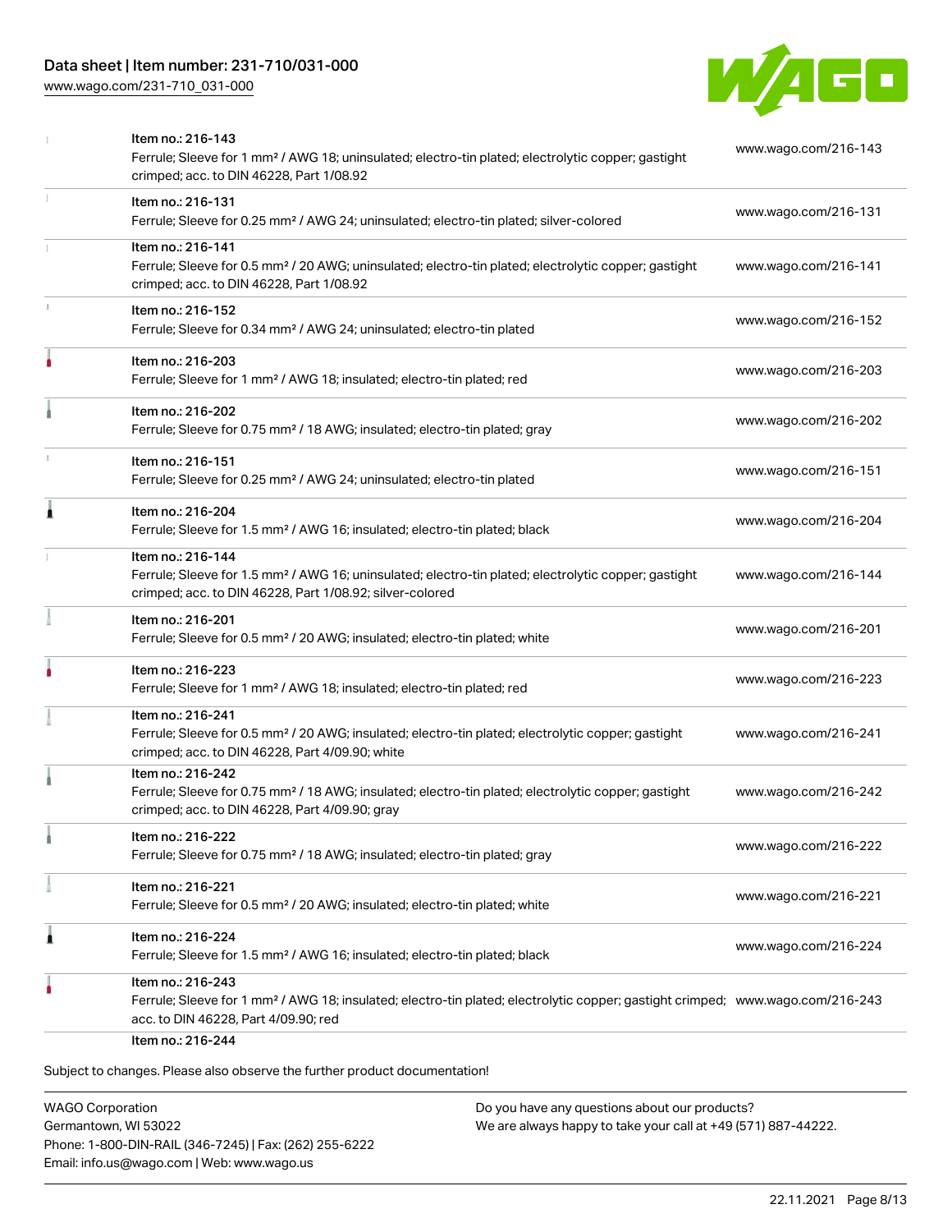| Item | URL |
| --- | --- |
| Item no.: 216-143<br>Ferrule; Sleeve for 1 mm² / AWG 18; uninsulated; electro-tin plated; electrolytic copper; gastight crimped; acc. to DIN 46228, Part 1/08.92 | www.wago.com/216-143 |
| Item no.: 216-131<br>Ferrule; Sleeve for 0.25 mm² / AWG 24; uninsulated; electro-tin plated; silver-colored | www.wago.com/216-131 |
| Item no.: 216-141<br>Ferrule; Sleeve for 0.5 mm² / 20 AWG; uninsulated; electro-tin plated; electrolytic copper; gastight crimped; acc. to DIN 46228, Part 1/08.92 | www.wago.com/216-141 |
| Item no.: 216-152<br>Ferrule; Sleeve for 0.34 mm² / AWG 24; uninsulated; electro-tin plated | www.wago.com/216-152 |
| Item no.: 216-203<br>Ferrule; Sleeve for 1 mm² / AWG 18; insulated; electro-tin plated; red | www.wago.com/216-203 |
| Item no.: 216-202<br>Ferrule; Sleeve for 0.75 mm² / 18 AWG; insulated; electro-tin plated; gray | www.wago.com/216-202 |
| Item no.: 216-151<br>Ferrule; Sleeve for 0.25 mm² / AWG 24; uninsulated; electro-tin plated | www.wago.com/216-151 |
| Item no.: 216-204<br>Ferrule; Sleeve for 1.5 mm² / AWG 16; insulated; electro-tin plated; black | www.wago.com/216-204 |
| Item no.: 216-144<br>Ferrule; Sleeve for 1.5 mm² / AWG 16; uninsulated; electro-tin plated; electrolytic copper; gastight crimped; acc. to DIN 46228, Part 1/08.92; silver-colored | www.wago.com/216-144 |
| Item no.: 216-201<br>Ferrule; Sleeve for 0.5 mm² / 20 AWG; insulated; electro-tin plated; white | www.wago.com/216-201 |
| Item no.: 216-223<br>Ferrule; Sleeve for 1 mm² / AWG 18; insulated; electro-tin plated; red | www.wago.com/216-223 |
| Item no.: 216-241<br>Ferrule; Sleeve for 0.5 mm² / 20 AWG; insulated; electro-tin plated; electrolytic copper; gastight crimped; acc. to DIN 46228, Part 4/09.90; white | www.wago.com/216-241 |
| Item no.: 216-242<br>Ferrule; Sleeve for 0.75 mm² / 18 AWG; insulated; electro-tin plated; electrolytic copper; gastight crimped; acc. to DIN 46228, Part 4/09.90; gray | www.wago.com/216-242 |
| Item no.: 216-222<br>Ferrule; Sleeve for 0.75 mm² / 18 AWG; insulated; electro-tin plated; gray | www.wago.com/216-222 |
| Item no.: 216-221<br>Ferrule; Sleeve for 0.5 mm² / 20 AWG; insulated; electro-tin plated; white | www.wago.com/216-221 |
| Item no.: 216-224<br>Ferrule; Sleeve for 1.5 mm² / AWG 16; insulated; electro-tin plated; black | www.wago.com/216-224 |
| Item no.: 216-243<br>Ferrule; Sleeve for 1 mm² / AWG 18; insulated; electro-tin plated; electrolytic copper; gastight crimped; acc. to DIN 46228, Part 4/09.90; red | www.wago.com/216-243 |
| Item no.: 216-244 | |

Subject to changes. Please also observe the further product documentation!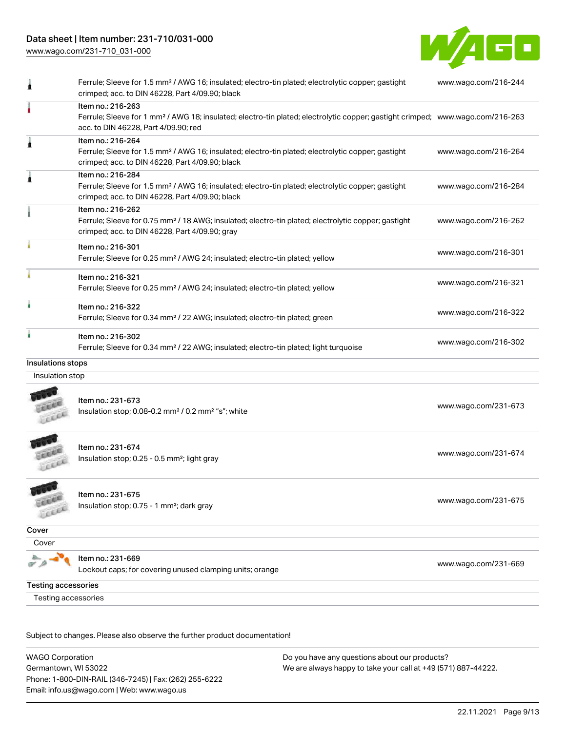| | | |
|---|---|---|
| | Ferrule; Sleeve for 1.5 mm² / AWG 16; insulated; electro-tin plated; electrolytic copper; gastight crimped; acc. to DIN 46228, Part 4/09.90; black | www.wago.com/216-244 |
| | Item no.: 216-263<br>Ferrule; Sleeve for 1 mm² / AWG 18; insulated; electro-tin plated; electrolytic copper; gastight crimped; acc. to DIN 46228, Part 4/09.90; red | www.wago.com/216-263 |
| | Item no.: 216-264<br>Ferrule; Sleeve for 1.5 mm² / AWG 16; insulated; electro-tin plated; electrolytic copper; gastight crimped; acc. to DIN 46228, Part 4/09.90; black | www.wago.com/216-264 |
| | Item no.: 216-284<br>Ferrule; Sleeve for 1.5 mm² / AWG 16; insulated; electro-tin plated; electrolytic copper; gastight crimped; acc. to DIN 46228, Part 4/09.90; black | www.wago.com/216-284 |
| | Item no.: 216-262<br>Ferrule; Sleeve for 0.75 mm² / 18 AWG; insulated; electro-tin plated; electrolytic copper; gastight crimped; acc. to DIN 46228, Part 4/09.90; gray | www.wago.com/216-262 |
| | Item no.: 216-301<br>Ferrule; Sleeve for 0.25 mm² / AWG 24; insulated; electro-tin plated; yellow | www.wago.com/216-301 |
| | Item no.: 216-321<br>Ferrule; Sleeve for 0.25 mm² / AWG 24; insulated; electro-tin plated; yellow | www.wago.com/216-321 |
| | Item no.: 216-322<br>Ferrule; Sleeve for 0.34 mm² / 22 AWG; insulated; electro-tin plated; green | www.wago.com/216-322 |
| | Item no.: 216-302<br>Ferrule; Sleeve for 0.34 mm² / 22 AWG; insulated; electro-tin plated; light turquoise | www.wago.com/216-302 |

**Insulations stops**

Insulation stop

| | | |
|---|---|---|
| | Item no.: 231-673<br>Insulation stop; 0.08-0.2 mm² / 0.2 mm² "s"; white | www.wago.com/231-673 |
| | Item no.: 231-674<br>Insulation stop; 0.25 - 0.5 mm²; light gray | www.wago.com/231-674 |
| | Item no.: 231-675<br>Insulation stop; 0.75 - 1 mm²; dark gray | www.wago.com/231-675 |

**Cover**

Cover

| | | |
|---|---|---|
| | Item no.: 231-669<br>Lockout caps; for covering unused clamping units; orange | www.wago.com/231-669 |

**Testing accessories**

Testing accessories

Subject to changes. Please also observe the further product documentation!

WAGO Corporation
Germantown, WI 53022
Phone: 1-800-DIN-RAIL (346-7245) | Fax: (262) 255-6222
Email: info.us@wago.com | Web: www.wago.us

Do you have any questions about our products?
We are always happy to take your call at +49 (571) 887-44222.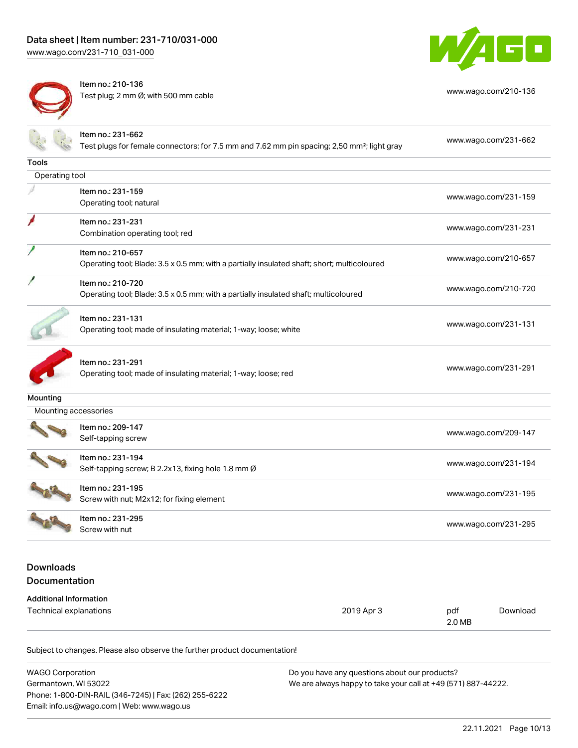| | | |
|---|---|---|
| | Item no.: 210-136<br>Test plug; 2 mm Ø; with 500 mm cable | www.wago.com/210-136 |
| | Item no.: 231-662<br>Test plugs for female connectors; for 7.5 mm and 7.62 mm pin spacing; 2,50 mm²; light gray | www.wago.com/231-662 |

**Tools**

Operating tool

| | | |
|---|---|---|
| | Item no.: 231-159<br>Operating tool; natural | www.wago.com/231-159 |
| | Item no.: 231-231<br>Combination operating tool; red | www.wago.com/231-231 |
| | Item no.: 210-657<br>Operating tool; Blade: 3.5 x 0.5 mm; with a partially insulated shaft; short; multicoloured | www.wago.com/210-657 |
| | Item no.: 210-720<br>Operating tool; Blade: 3.5 x 0.5 mm; with a partially insulated shaft; multicoloured | www.wago.com/210-720 |
| | Item no.: 231-131<br>Operating tool; made of insulating material; 1-way; loose; white | www.wago.com/231-131 |
| | Item no.: 231-291<br>Operating tool; made of insulating material; 1-way; loose; red | www.wago.com/231-291 |

**Mounting**

Mounting accessories

| | | |
|---|---|---|
| | Item no.: 209-147<br>Self-tapping screw | www.wago.com/209-147 |
| | Item no.: 231-194<br>Self-tapping screw; B 2.2x13, fixing hole 1.8 mm Ø | www.wago.com/231-194 |
| | Item no.: 231-195<br>Screw with nut; M2x12; for fixing element | www.wago.com/231-195 |
| | Item no.: 231-295<br>Screw with nut | www.wago.com/231-295 |

## Downloads

## Documentation

**Additional Information**

| | | | |
|---|---|---|---|
| Technical explanations | 2019 Apr 3 | pdf<br>2.0 MB | Download |

Subject to changes. Please also observe the further product documentation!

WAGO Corporation
Germantown, WI 53022
Phone: 1-800-DIN-RAIL (346-7245) | Fax: (262) 255-6222
Email: info.us@wago.com | Web: www.wago.us

Do you have any questions about our products?
We are always happy to take your call at +49 (571) 887-44222.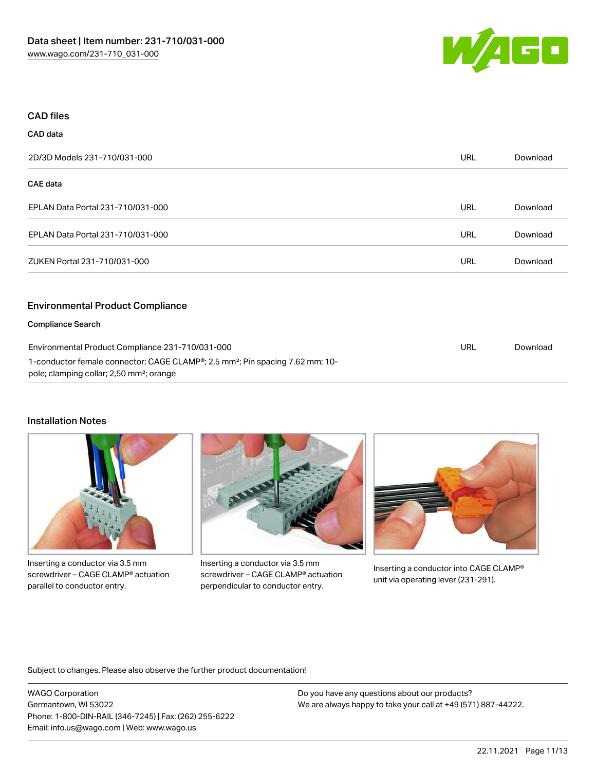## CAD files

### CAD data

| | | |
|---|---|---|
| 2D/3D Models 231-710/031-000 | URL | Download |

### CAE data

| | | |
|---|---|---|
| EPLAN Data Portal 231-710/031-000 | URL | Download |
| EPLAN Data Portal 231-710/031-000 | URL | Download |
| ZUKEN Portal 231-710/031-000 | URL | Download |

## Environmental Product Compliance

### Compliance Search

| | | |
|---|---|---|
| Environmental Product Compliance 231-710/031-000<br>1-conductor female connector; CAGE CLAMP®; 2.5 mm²; Pin spacing 7.62 mm; 10-pole; clamping collar; 2,50 mm²; orange | URL | Download |

## Installation Notes

Inserting a conductor via 3.5 mm screwdriver – CAGE CLAMP® actuation parallel to conductor entry.

Inserting a conductor via 3.5 mm screwdriver – CAGE CLAMP® actuation perpendicular to conductor entry.

Inserting a conductor into CAGE CLAMP® unit via operating lever (231-291).

Subject to changes. Please also observe the further product documentation!

WAGO Corporation
Germantown, WI 53022
Phone: 1-800-DIN-RAIL (346-7245) | Fax: (262) 255-6222
Email: info.us@wago.com | Web: www.wago.us

Do you have any questions about our products?
We are always happy to take your call at +49 (571) 887-44222.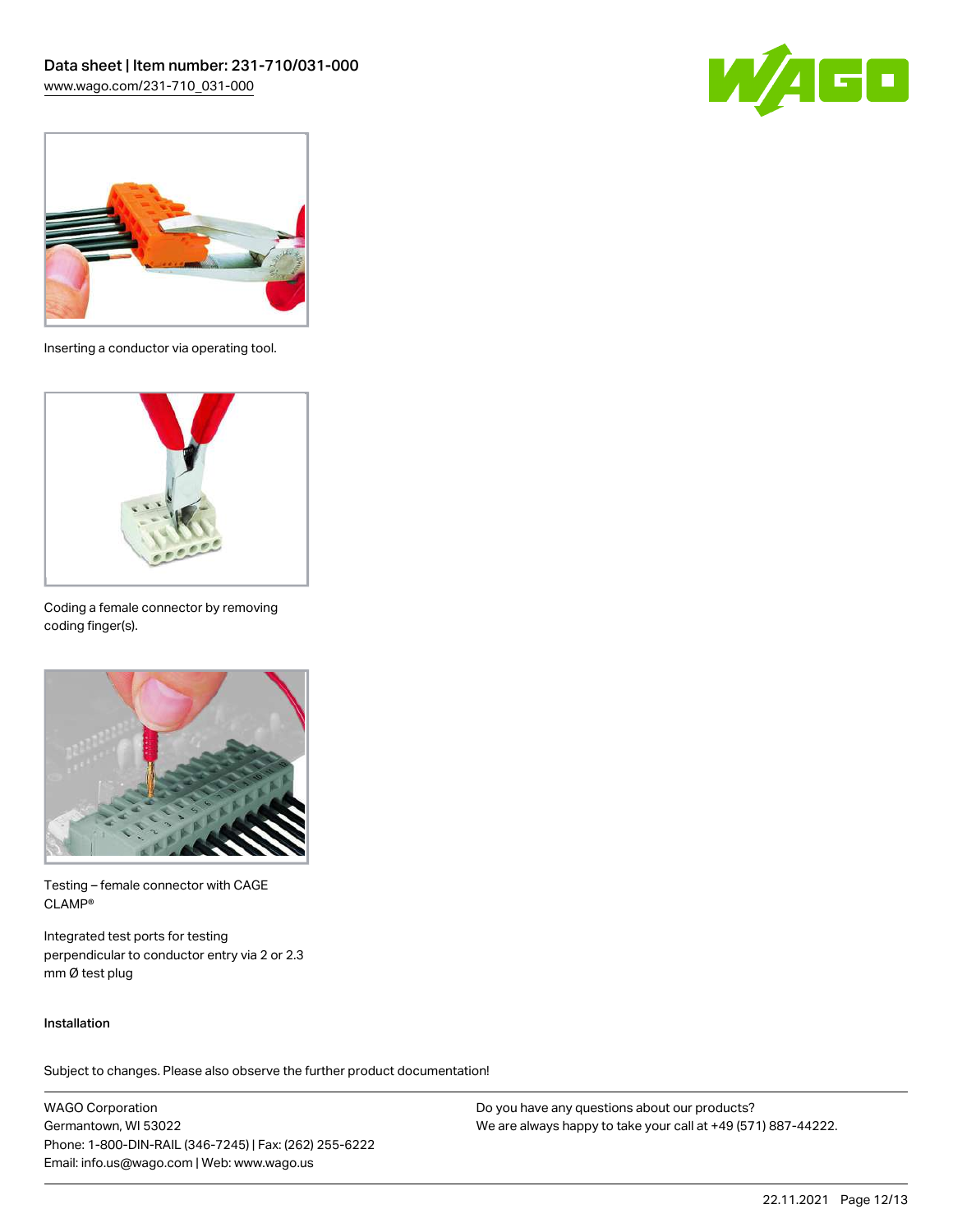Inserting a conductor via operating tool.

Coding a female connector by removing coding finger(s).

Testing – female connector with CAGE CLAMP®

Integrated test ports for testing perpendicular to conductor entry via 2 or 2.3 mm Ø test plug

Installation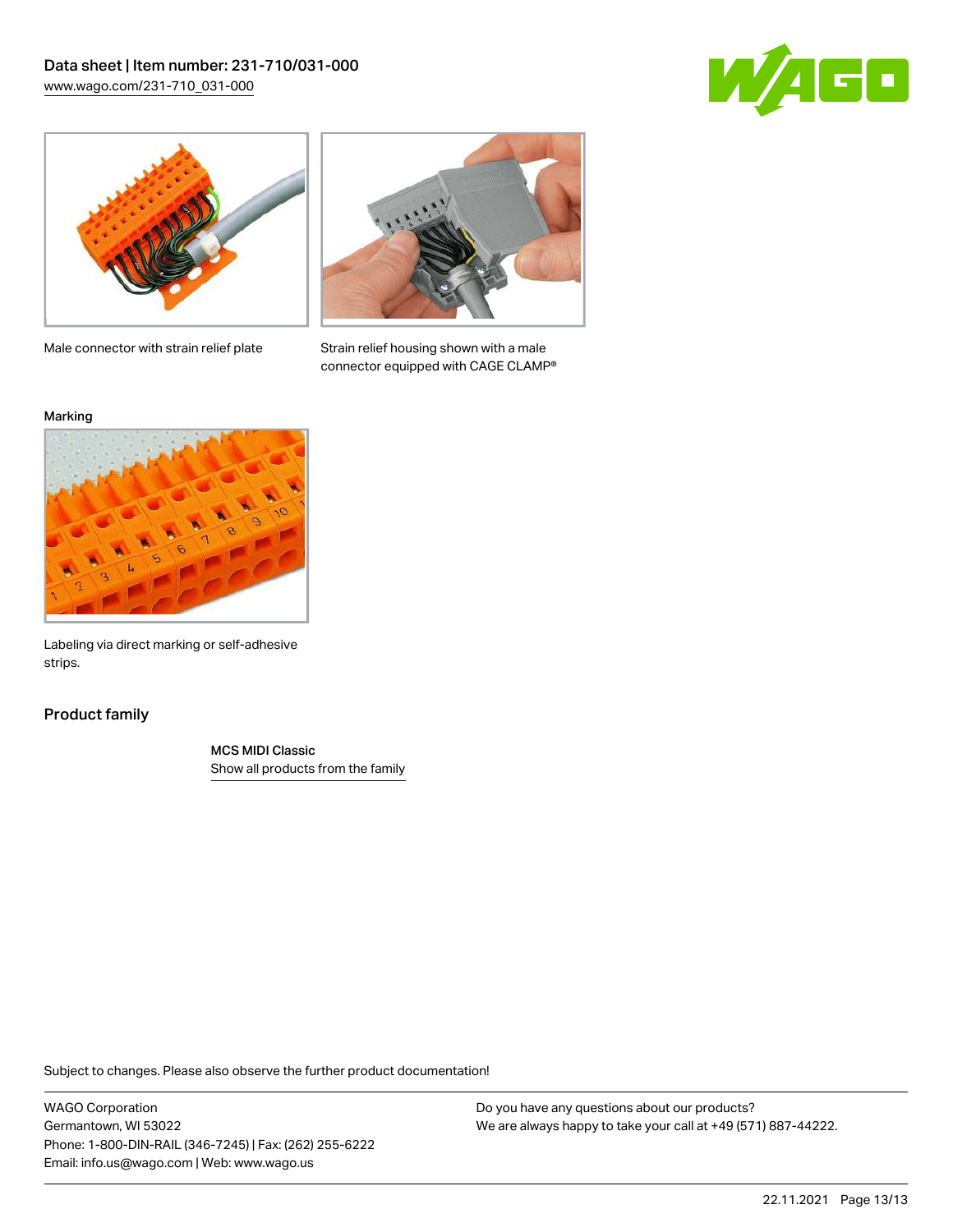Male connector with strain relief plate

Strain relief housing shown with a male connector equipped with CAGE CLAMP®

Marking

Labeling via direct marking or self-adhesive strips.

## Product family

MCS MIDI Classic
Show all products from the family

Subject to changes. Please also observe the further product documentation!

WAGO Corporation
Germantown, WI 53022
Phone: 1-800-DIN-RAIL (346-7245) | Fax: (262) 255-6222
Email: info.us@wago.com | Web: www.wago.us

Do you have any questions about our products?
We are always happy to take your call at +49 (571) 887-44222.